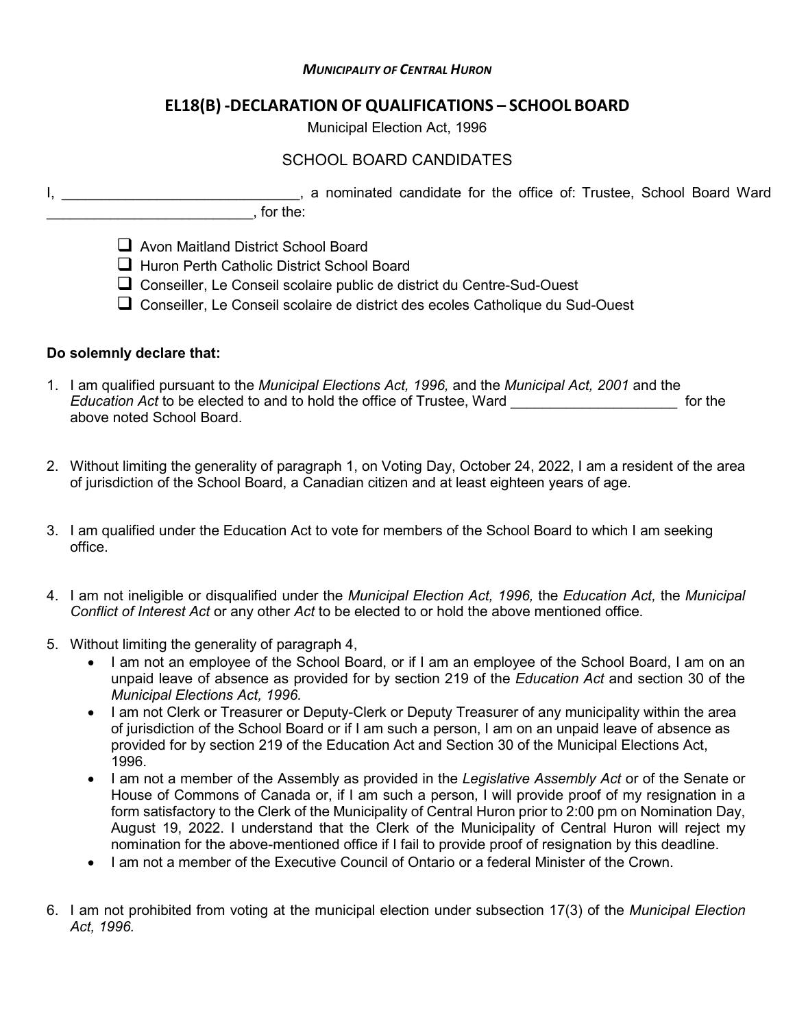***MUNICIPALITY OF CENTRAL HURON***

# EL18(B) -DECLARATION OF QUALIFICATIONS – SCHOOL BOARD

Municipal Election Act, 1996

## SCHOOL BOARD CANDIDATES

I, ______________________________, a nominated candidate for the office of: Trustee, School Board Ward __________________________, for the:

- ❑ Avon Maitland District School Board
- ❑ Huron Perth Catholic District School Board
- ❑ Conseiller, Le Conseil scolaire public de district du Centre-Sud-Ouest
- ❑ Conseiller, Le Conseil scolaire de district des ecoles Catholique du Sud-Ouest

**Do solemnly declare that:**

1. I am qualified pursuant to the *Municipal Elections Act, 1996,* and the *Municipal Act, 2001* and the *Education Act* to be elected to and to hold the office of Trustee, Ward _____________________ for the above noted School Board.

2. Without limiting the generality of paragraph 1, on Voting Day, October 24, 2022, I am a resident of the area of jurisdiction of the School Board, a Canadian citizen and at least eighteen years of age.

3. I am qualified under the Education Act to vote for members of the School Board to which I am seeking office.

4. I am not ineligible or disqualified under the *Municipal Election Act, 1996,* the *Education Act,* the *Municipal Conflict of Interest Act* or any other *Act* to be elected to or hold the above mentioned office.

5. Without limiting the generality of paragraph 4,
   - I am not an employee of the School Board, or if I am an employee of the School Board, I am on an unpaid leave of absence as provided for by section 219 of the *Education Act* and section 30 of the *Municipal Elections Act, 1996.*
   - I am not Clerk or Treasurer or Deputy-Clerk or Deputy Treasurer of any municipality within the area of jurisdiction of the School Board or if I am such a person, I am on an unpaid leave of absence as provided for by section 219 of the Education Act and Section 30 of the Municipal Elections Act, 1996.
   - I am not a member of the Assembly as provided in the *Legislative Assembly Act* or of the Senate or House of Commons of Canada or, if I am such a person, I will provide proof of my resignation in a form satisfactory to the Clerk of the Municipality of Central Huron prior to 2:00 pm on Nomination Day, August 19, 2022. I understand that the Clerk of the Municipality of Central Huron will reject my nomination for the above-mentioned office if I fail to provide proof of resignation by this deadline.
   - I am not a member of the Executive Council of Ontario or a federal Minister of the Crown.

6. I am not prohibited from voting at the municipal election under subsection 17(3) of the *Municipal Election Act, 1996.*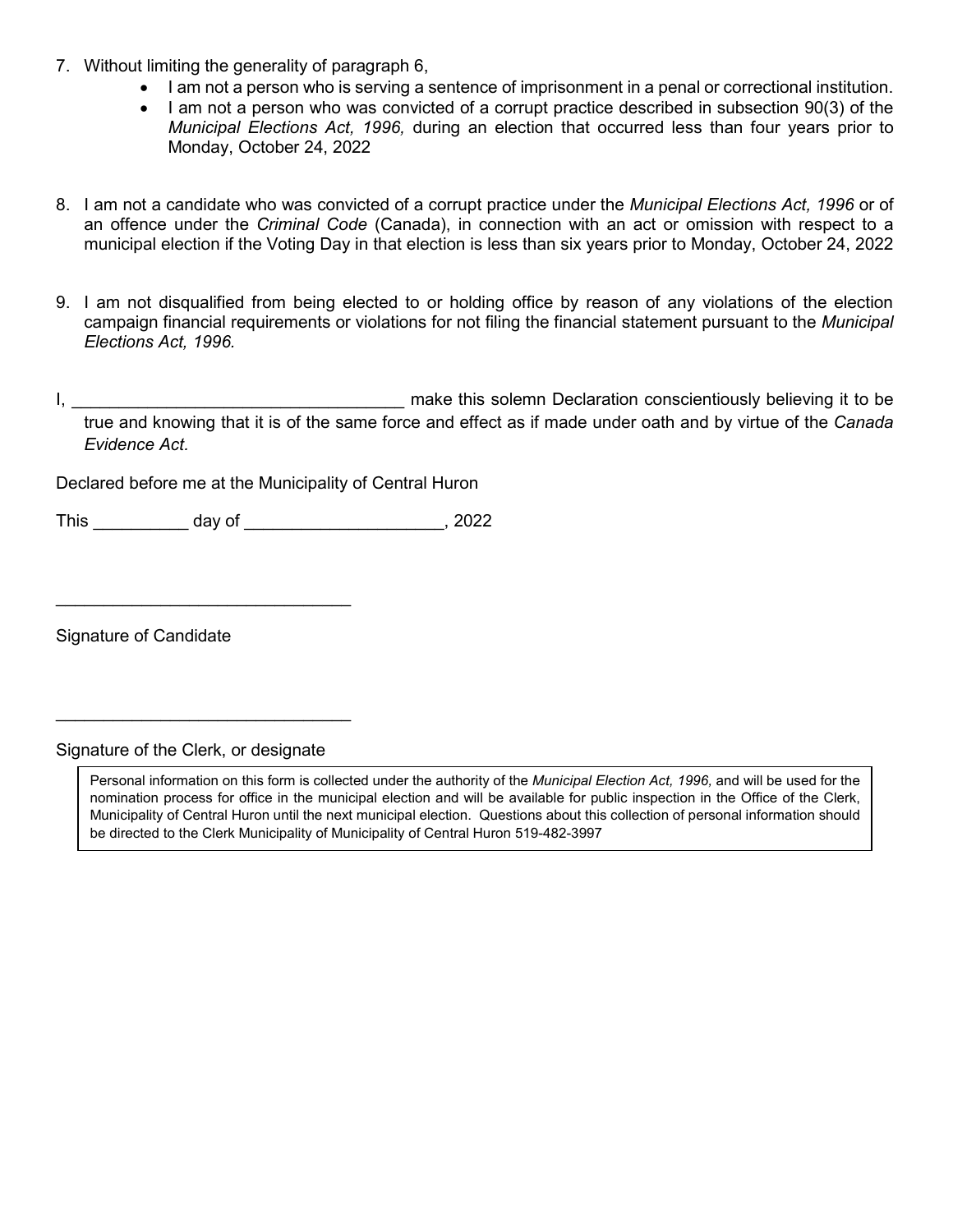7. Without limiting the generality of paragraph 6,
   - I am not a person who is serving a sentence of imprisonment in a penal or correctional institution.
   - I am not a person who was convicted of a corrupt practice described in subsection 90(3) of the *Municipal Elections Act, 1996,* during an election that occurred less than four years prior to Monday, October 24, 2022

8. I am not a candidate who was convicted of a corrupt practice under the *Municipal Elections Act, 1996* or of an offence under the *Criminal Code* (Canada), in connection with an act or omission with respect to a municipal election if the Voting Day in that election is less than six years prior to Monday, October 24, 2022

9. I am not disqualified from being elected to or holding office by reason of any violations of the election campaign financial requirements or violations for not filing the financial statement pursuant to the *Municipal Elections Act, 1996.*

I, ___________________________________ make this solemn Declaration conscientiously believing it to be true and knowing that it is of the same force and effect as if made under oath and by virtue of the *Canada Evidence Act*.

Declared before me at the Municipality of Central Huron

This __________ day of ____________________, 2022

_______________________________

Signature of Candidate

_______________________________

Signature of the Clerk, or designate

Personal information on this form is collected under the authority of the *Municipal Election Act, 1996,* and will be used for the nomination process for office in the municipal election and will be available for public inspection in the Office of the Clerk, Municipality of Central Huron until the next municipal election. Questions about this collection of personal information should be directed to the Clerk Municipality of Municipality of Central Huron 519-482-3997